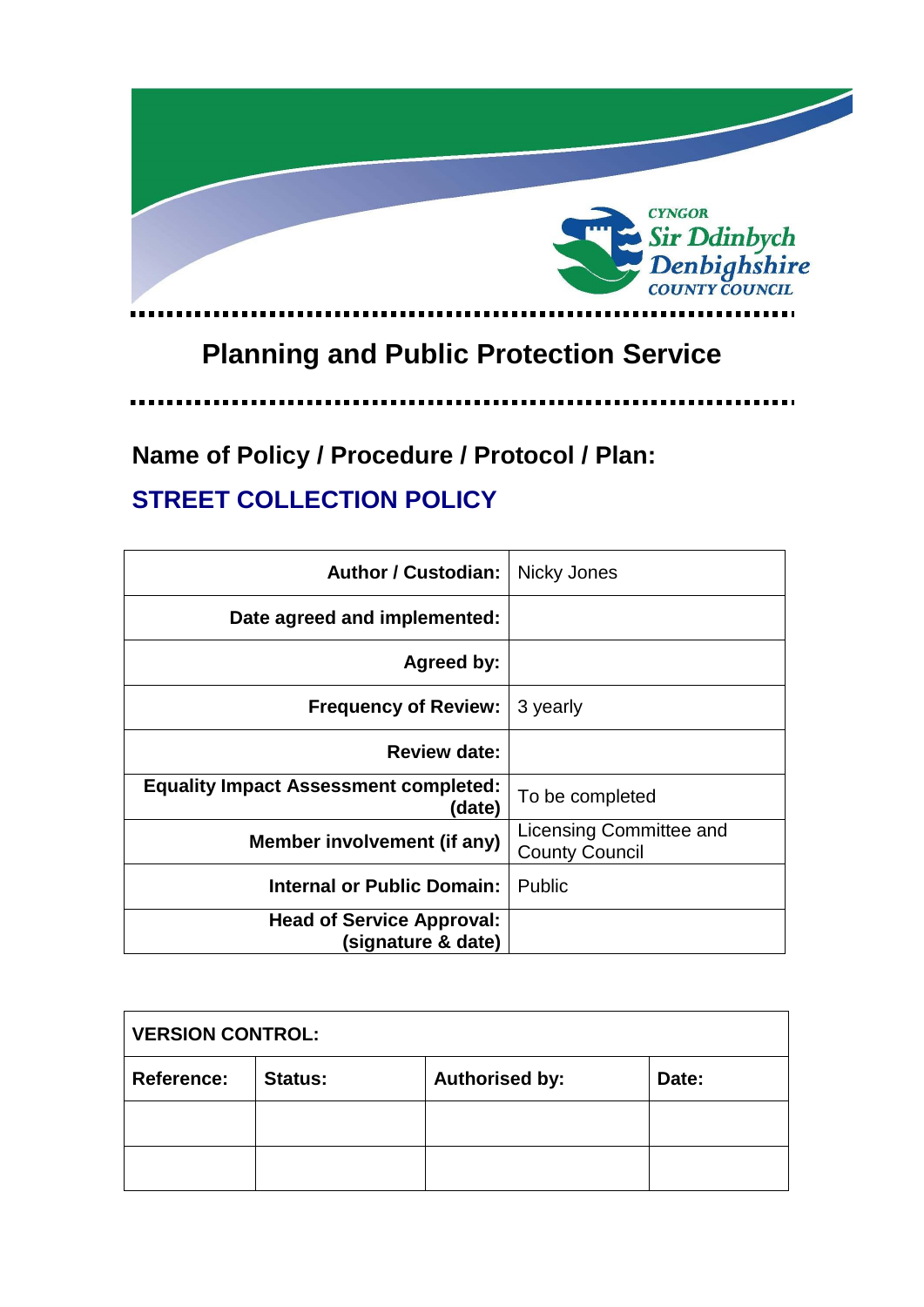CYNGOR
Sir Ddinbych
Denbighshire
COUNTY COUNCIL

# Planning and Public Protection Service

## Name of Policy / Procedure / Protocol / Plan:

## STREET COLLECTION POLICY

| | |
|---|---|
| **Author / Custodian:** | Nicky Jones |
| **Date agreed and implemented:** | |
| **Agreed by:** | |
| **Frequency of Review:** | 3 yearly |
| **Review date:** | |
| **Equality Impact Assessment completed: (date)** | To be completed |
| **Member involvement (if any)** | Licensing Committee and County Council |
| **Internal or Public Domain:** | Public |
| **Head of Service Approval: (signature & date)** | |

| **VERSION CONTROL:** | | | |
|---|---|---|---|
| **Reference:** | **Status:** | **Authorised by:** | **Date:** |
| | | | |
| | | | |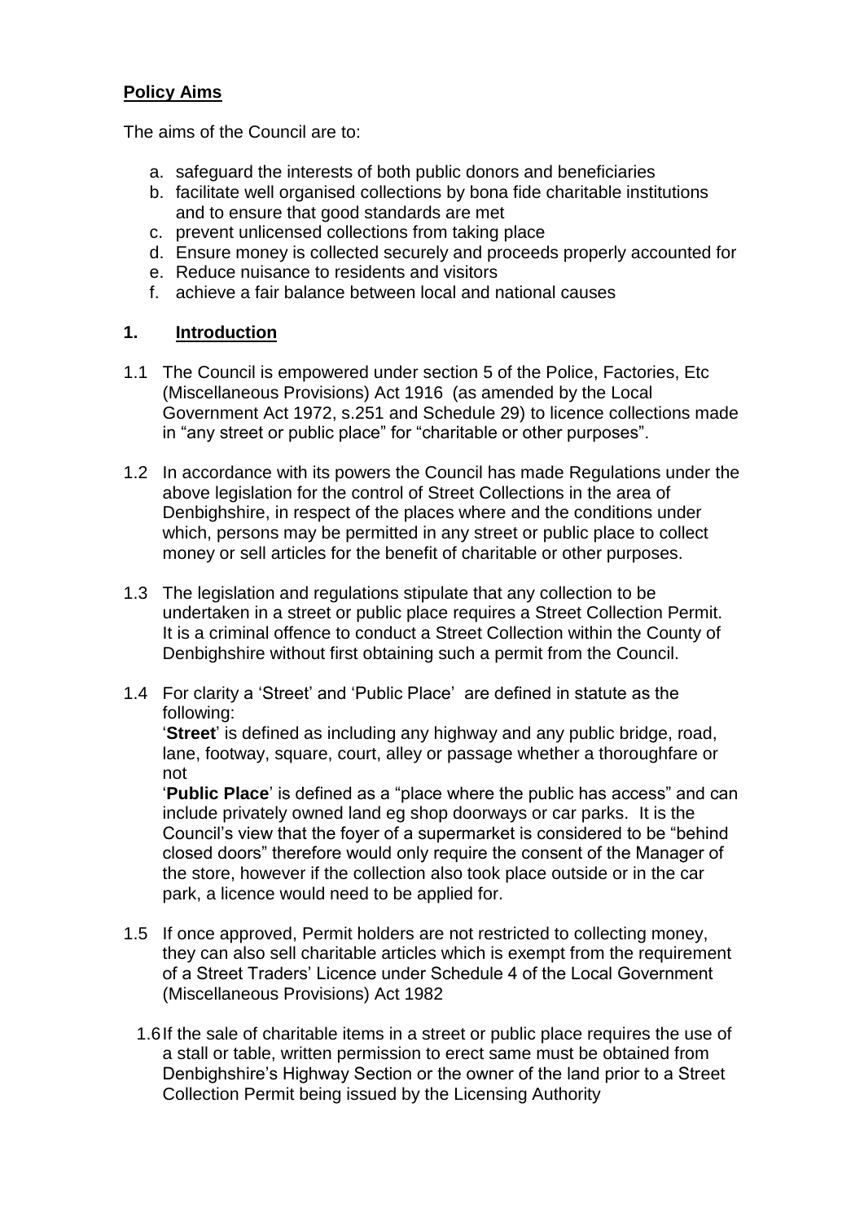**Policy Aims**

The aims of the Council are to:

a. safeguard the interests of both public donors and beneficiaries
b. facilitate well organised collections by bona fide charitable institutions and to ensure that good standards are met
c. prevent unlicensed collections from taking place
d. Ensure money is collected securely and proceeds properly accounted for
e. Reduce nuisance to residents and visitors
f. achieve a fair balance between local and national causes

## 1. Introduction

1.1 The Council is empowered under section 5 of the Police, Factories, Etc (Miscellaneous Provisions) Act 1916 (as amended by the Local Government Act 1972, s.251 and Schedule 29) to licence collections made in "any street or public place" for "charitable or other purposes".

1.2 In accordance with its powers the Council has made Regulations under the above legislation for the control of Street Collections in the area of Denbighshire, in respect of the places where and the conditions under which, persons may be permitted in any street or public place to collect money or sell articles for the benefit of charitable or other purposes.

1.3 The legislation and regulations stipulate that any collection to be undertaken in a street or public place requires a Street Collection Permit. It is a criminal offence to conduct a Street Collection within the County of Denbighshire without first obtaining such a permit from the Council.

1.4 For clarity a 'Street' and 'Public Place' are defined in statute as the following:
'**Street**' is defined as including any highway and any public bridge, road, lane, footway, square, court, alley or passage whether a thoroughfare or not
'**Public Place**' is defined as a "place where the public has access" and can include privately owned land eg shop doorways or car parks. It is the Council's view that the foyer of a supermarket is considered to be "behind closed doors" therefore would only require the consent of the Manager of the store, however if the collection also took place outside or in the car park, a licence would need to be applied for.

1.5 If once approved, Permit holders are not restricted to collecting money, they can also sell charitable articles which is exempt from the requirement of a Street Traders' Licence under Schedule 4 of the Local Government (Miscellaneous Provisions) Act 1982

1.6 If the sale of charitable items in a street or public place requires the use of a stall or table, written permission to erect same must be obtained from Denbighshire's Highway Section or the owner of the land prior to a Street Collection Permit being issued by the Licensing Authority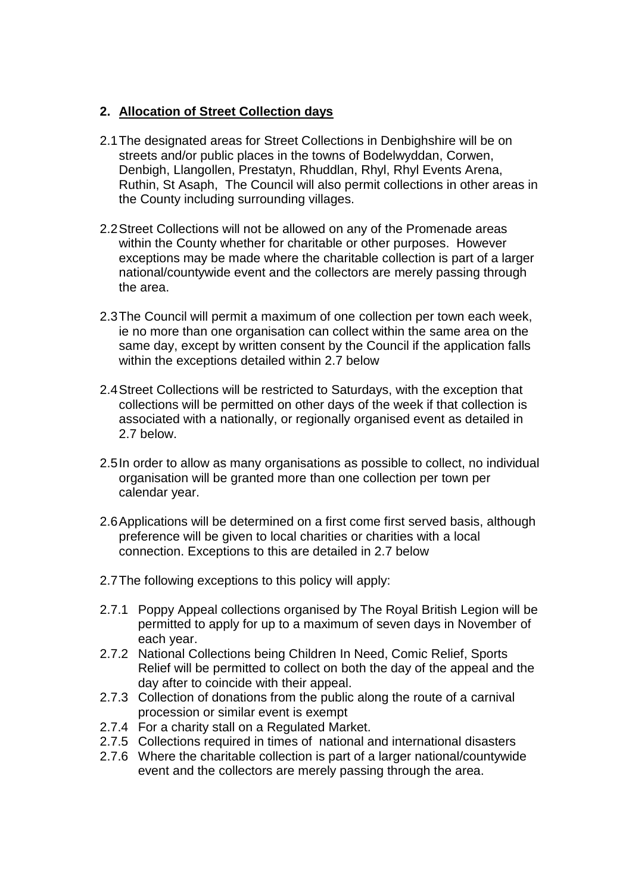## 2. Allocation of Street Collection days

2.1 The designated areas for Street Collections in Denbighshire will be on streets and/or public places in the towns of Bodelwyddan, Corwen, Denbigh, Llangollen, Prestatyn, Rhuddlan, Rhyl, Rhyl Events Arena, Ruthin, St Asaph, The Council will also permit collections in other areas in the County including surrounding villages.

2.2 Street Collections will not be allowed on any of the Promenade areas within the County whether for charitable or other purposes. However exceptions may be made where the charitable collection is part of a larger national/countywide event and the collectors are merely passing through the area.

2.3 The Council will permit a maximum of one collection per town each week, ie no more than one organisation can collect within the same area on the same day, except by written consent by the Council if the application falls within the exceptions detailed within 2.7 below

2.4 Street Collections will be restricted to Saturdays, with the exception that collections will be permitted on other days of the week if that collection is associated with a nationally, or regionally organised event as detailed in 2.7 below.

2.5 In order to allow as many organisations as possible to collect, no individual organisation will be granted more than one collection per town per calendar year.

2.6 Applications will be determined on a first come first served basis, although preference will be given to local charities or charities with a local connection. Exceptions to this are detailed in 2.7 below

2.7 The following exceptions to this policy will apply:

2.7.1 Poppy Appeal collections organised by The Royal British Legion will be permitted to apply for up to a maximum of seven days in November of each year.

2.7.2 National Collections being Children In Need, Comic Relief, Sports Relief will be permitted to collect on both the day of the appeal and the day after to coincide with their appeal.

2.7.3 Collection of donations from the public along the route of a carnival procession or similar event is exempt

2.7.4 For a charity stall on a Regulated Market.

2.7.5 Collections required in times of national and international disasters

2.7.6 Where the charitable collection is part of a larger national/countywide event and the collectors are merely passing through the area.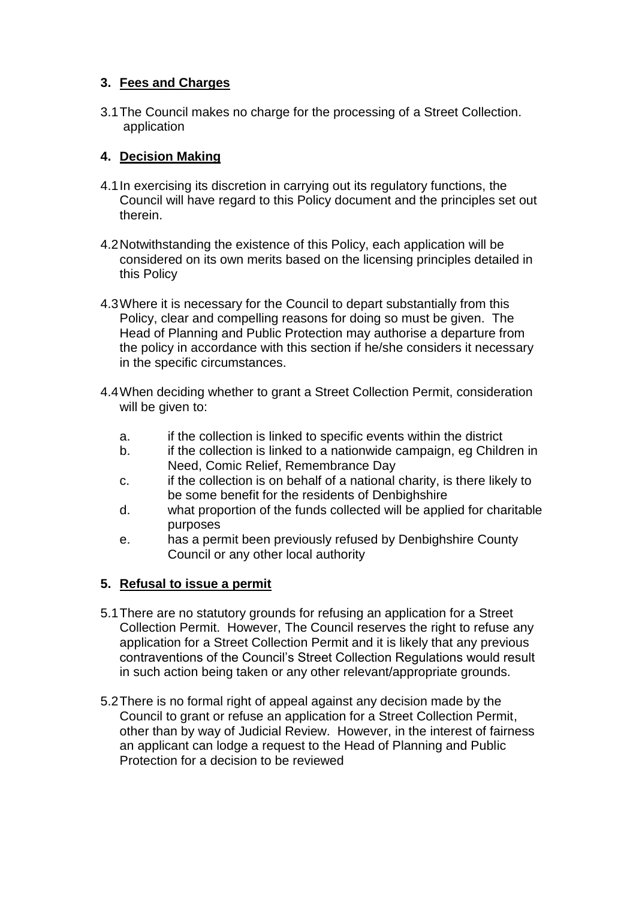## 3. Fees and Charges

3.1 The Council makes no charge for the processing of a Street Collection. application

## 4. Decision Making

4.1 In exercising its discretion in carrying out its regulatory functions, the Council will have regard to this Policy document and the principles set out therein.

4.2 Notwithstanding the existence of this Policy, each application will be considered on its own merits based on the licensing principles detailed in this Policy

4.3 Where it is necessary for the Council to depart substantially from this Policy, clear and compelling reasons for doing so must be given. The Head of Planning and Public Protection may authorise a departure from the policy in accordance with this section if he/she considers it necessary in the specific circumstances.

4.4 When deciding whether to grant a Street Collection Permit, consideration will be given to:

a. if the collection is linked to specific events within the district

b. if the collection is linked to a nationwide campaign, eg Children in Need, Comic Relief, Remembrance Day

c. if the collection is on behalf of a national charity, is there likely to be some benefit for the residents of Denbighshire

d. what proportion of the funds collected will be applied for charitable purposes

e. has a permit been previously refused by Denbighshire County Council or any other local authority

## 5. Refusal to issue a permit

5.1 There are no statutory grounds for refusing an application for a Street Collection Permit. However, The Council reserves the right to refuse any application for a Street Collection Permit and it is likely that any previous contraventions of the Council's Street Collection Regulations would result in such action being taken or any other relevant/appropriate grounds.

5.2 There is no formal right of appeal against any decision made by the Council to grant or refuse an application for a Street Collection Permit, other than by way of Judicial Review. However, in the interest of fairness an applicant can lodge a request to the Head of Planning and Public Protection for a decision to be reviewed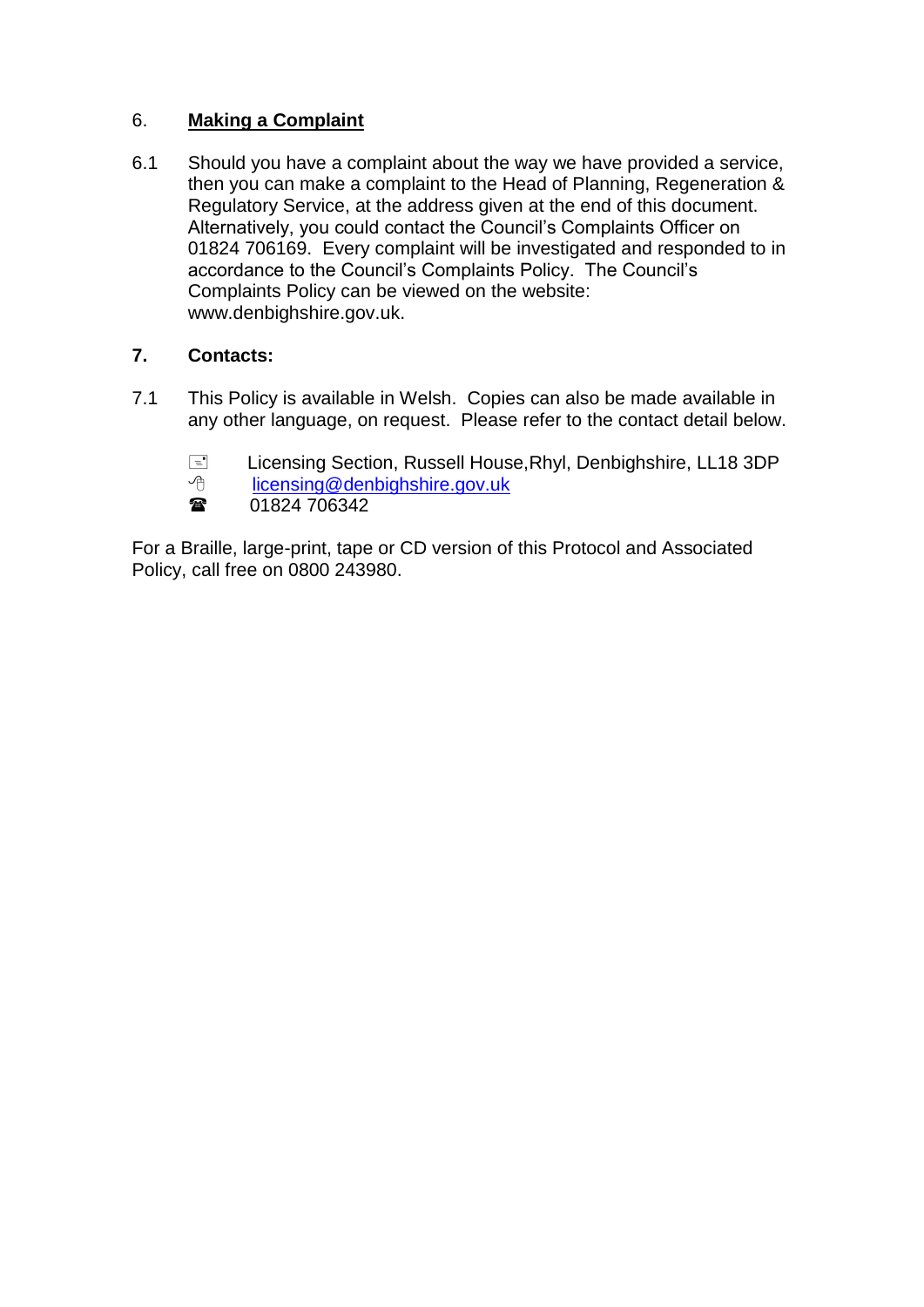## 6. **<u>Making a Complaint</u>**

6.1 Should you have a complaint about the way we have provided a service, then you can make a complaint to the Head of Planning, Regeneration & Regulatory Service, at the address given at the end of this document. Alternatively, you could contact the Council's Complaints Officer on 01824 706169. Every complaint will be investigated and responded to in accordance to the Council's Complaints Policy. The Council's Complaints Policy can be viewed on the website: www.denbighshire.gov.uk.

## 7. **Contacts:**

7.1 This Policy is available in Welsh. Copies can also be made available in any other language, on request. Please refer to the contact detail below.

- 🖃 Licensing Section, Russell House,Rhyl, Denbighshire, LL18 3DP
- 🖰 licensing@denbighshire.gov.uk
- ☎ 01824 706342

For a Braille, large-print, tape or CD version of this Protocol and Associated Policy, call free on 0800 243980.